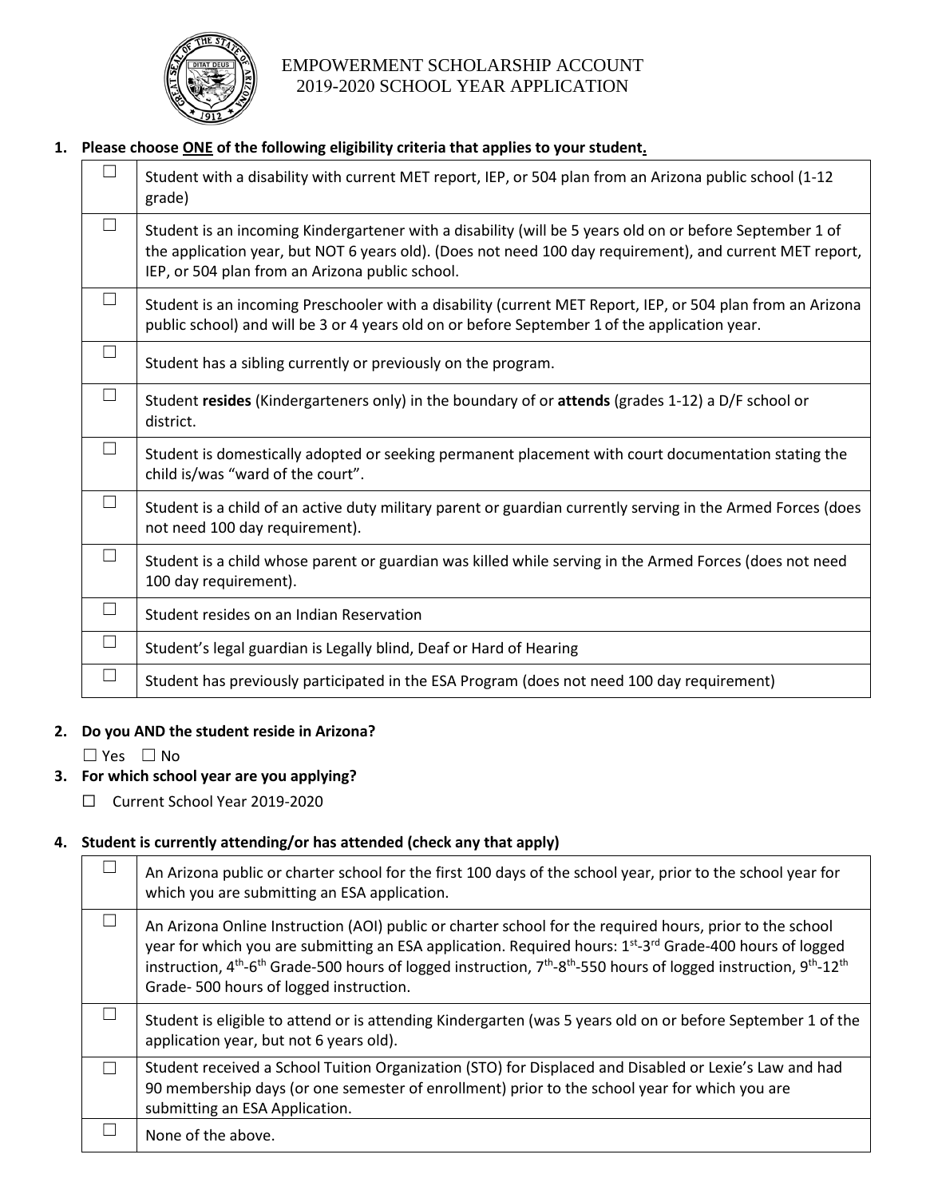# EMPOWERMENT SCHOLARSHIP ACCOUNT
# 2019-2020 SCHOOL YEAR APPLICATION

**1. Please choose ONE of the following eligibility criteria that applies to your student.**

| | |
|---|---|
| ☐ | Student with a disability with current MET report, IEP, or 504 plan from an Arizona public school (1-12 grade) |
| ☐ | Student is an incoming Kindergartener with a disability (will be 5 years old on or before September 1 of the application year, but NOT 6 years old). (Does not need 100 day requirement), and current MET report, IEP, or 504 plan from an Arizona public school. |
| ☐ | Student is an incoming Preschooler with a disability (current MET Report, IEP, or 504 plan from an Arizona public school) and will be 3 or 4 years old on or before September 1 of the application year. |
| ☐ | Student has a sibling currently or previously on the program. |
| ☐ | Student **resides** (Kindergarteners only) in the boundary of or **attends** (grades 1-12) a D/F school or district. |
| ☐ | Student is domestically adopted or seeking permanent placement with court documentation stating the child is/was "ward of the court". |
| ☐ | Student is a child of an active duty military parent or guardian currently serving in the Armed Forces (does not need 100 day requirement). |
| ☐ | Student is a child whose parent or guardian was killed while serving in the Armed Forces (does not need 100 day requirement). |
| ☐ | Student resides on an Indian Reservation |
| ☐ | Student's legal guardian is Legally blind, Deaf or Hard of Hearing |
| ☐ | Student has previously participated in the ESA Program (does not need 100 day requirement) |

**2. Do you AND the student reside in Arizona?**

☐ Yes ☐ No

**3. For which school year are you applying?**

☐ Current School Year 2019-2020

**4. Student is currently attending/or has attended (check any that apply)**

| | |
|---|---|
| ☐ | An Arizona public or charter school for the first 100 days of the school year, prior to the school year for which you are submitting an ESA application. |
| ☐ | An Arizona Online Instruction (AOI) public or charter school for the required hours, prior to the school year for which you are submitting an ESA application. Required hours: 1st-3rd Grade-400 hours of logged instruction, 4th-6th Grade-500 hours of logged instruction, 7th-8th-550 hours of logged instruction, 9th-12th Grade- 500 hours of logged instruction. |
| ☐ | Student is eligible to attend or is attending Kindergarten (was 5 years old on or before September 1 of the application year, but not 6 years old). |
| ☐ | Student received a School Tuition Organization (STO) for Displaced and Disabled or Lexie's Law and had 90 membership days (or one semester of enrollment) prior to the school year for which you are submitting an ESA Application. |
| ☐ | None of the above. |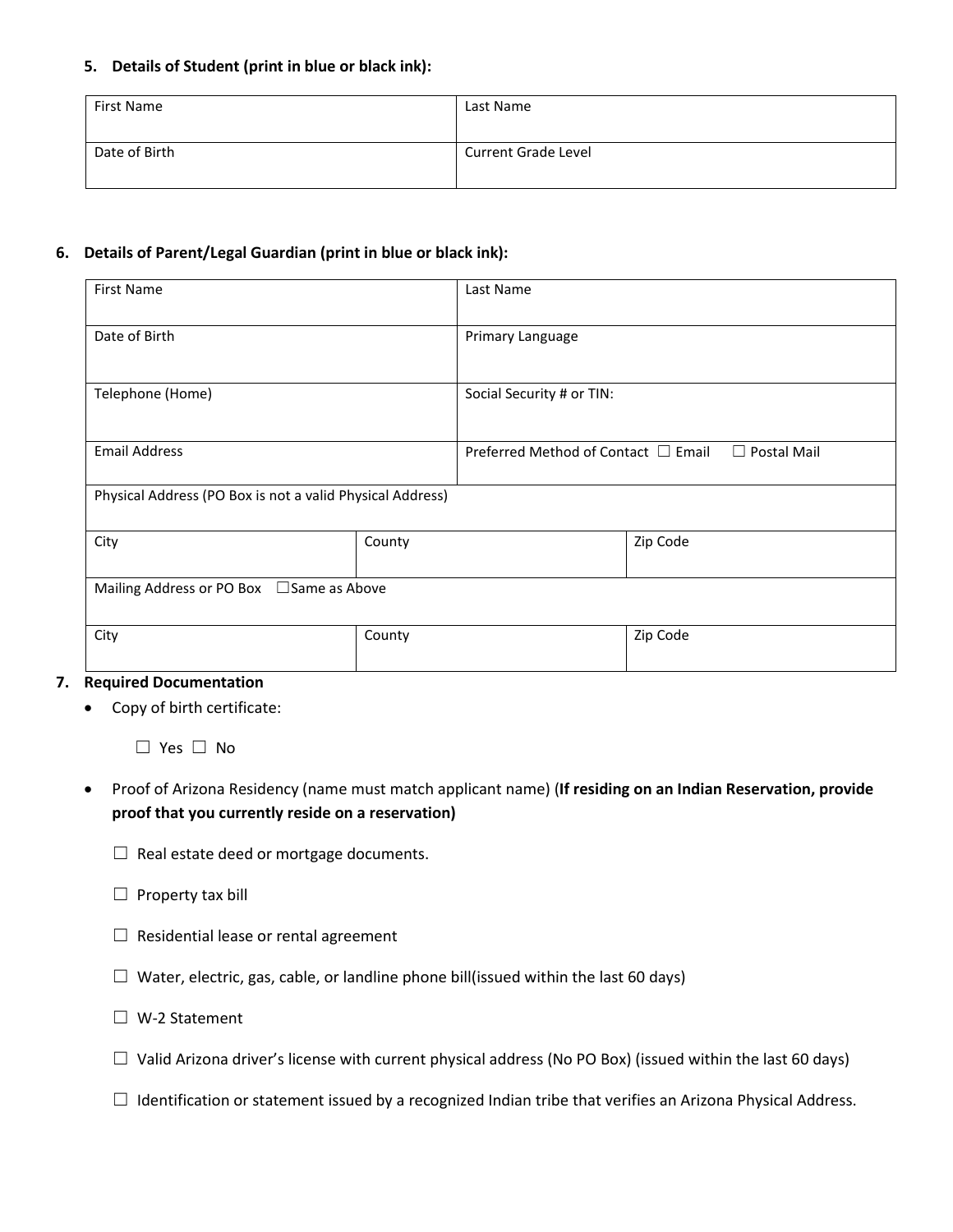**5. Details of Student (print in blue or black ink):**

| First Name | Last Name |
|---|---|
| Date of Birth | Current Grade Level |

**6. Details of Parent/Legal Guardian (print in blue or black ink):**

| First Name | | Last Name |
|---|---|---|
| Date of Birth | | Primary Language |
| Telephone (Home) | | Social Security # or TIN: |
| Email Address | | Preferred Method of Contact ☐ Email ☐ Postal Mail |
| Physical Address (PO Box is not a valid Physical Address) | | |
| City | County | Zip Code |
| Mailing Address or PO Box ☐Same as Above | | |
| City | County | Zip Code |

**7. Required Documentation**

- Copy of birth certificate:

  ☐ Yes ☐ No

- Proof of Arizona Residency (name must match applicant name) (**If residing on an Indian Reservation, provide proof that you currently reside on a reservation)**

  ☐ Real estate deed or mortgage documents.

  ☐ Property tax bill

  ☐ Residential lease or rental agreement

  ☐ Water, electric, gas, cable, or landline phone bill(issued within the last 60 days)

  ☐ W-2 Statement

  ☐ Valid Arizona driver's license with current physical address (No PO Box) (issued within the last 60 days)

  ☐ Identification or statement issued by a recognized Indian tribe that verifies an Arizona Physical Address.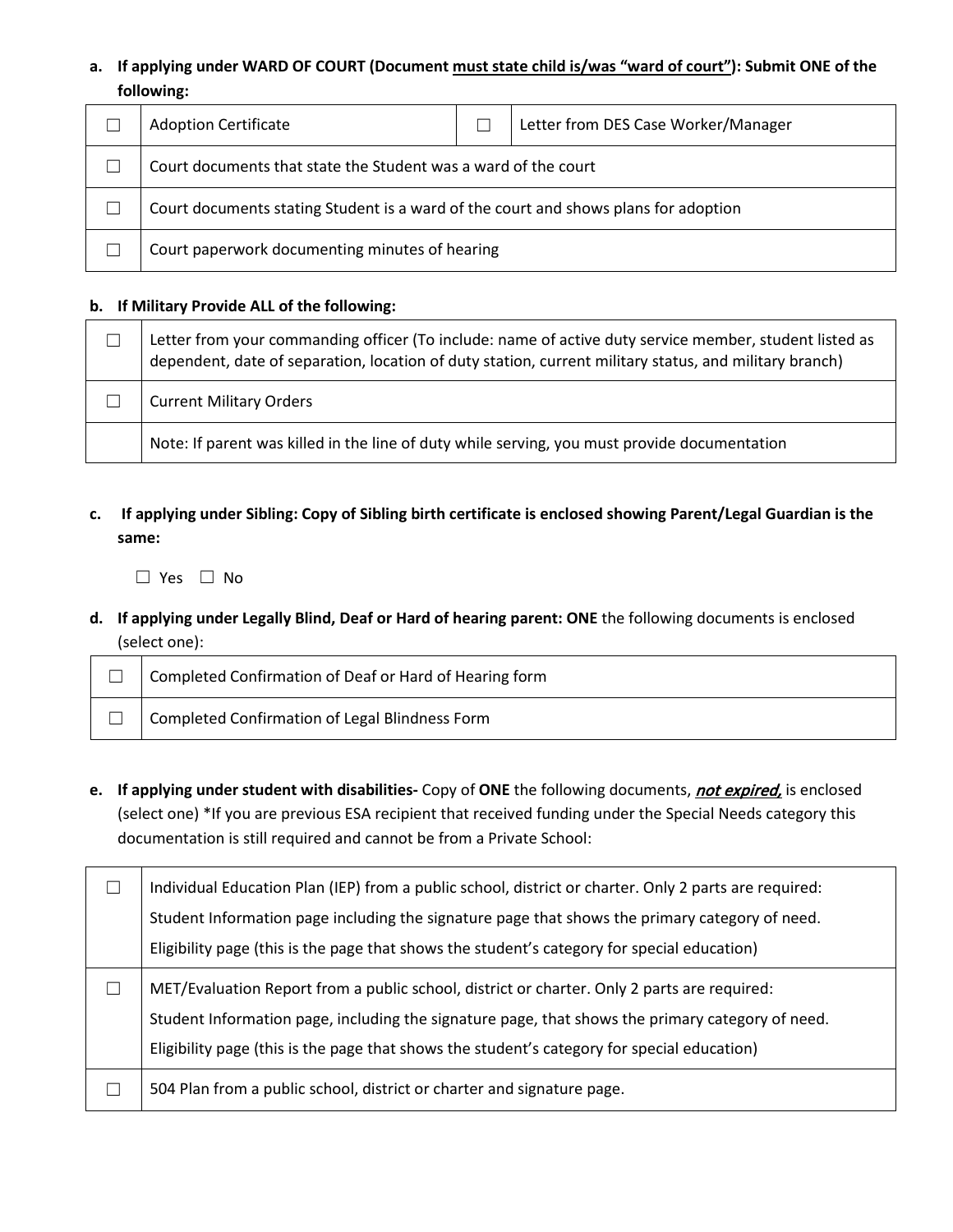**a. If applying under WARD OF COURT (Document <u>must state child is/was "ward of court"</u>): Submit ONE of the following:**

| ☐ | Adoption Certificate | ☐ | Letter from DES Case Worker/Manager |
|---|---|---|---|
| ☐ | Court documents that state the Student was a ward of the court | | |
| ☐ | Court documents stating Student is a ward of the court and shows plans for adoption | | |
| ☐ | Court paperwork documenting minutes of hearing | | |

**b. If Military Provide ALL of the following:**

| ☐ | Letter from your commanding officer (To include: name of active duty service member, student listed as dependent, date of separation, location of duty station, current military status, and military branch) |
|---|---|
| ☐ | Current Military Orders |
| | Note: If parent was killed in the line of duty while serving, you must provide documentation |

**c. If applying under Sibling: Copy of Sibling birth certificate is enclosed showing Parent/Legal Guardian is the same:**

☐ Yes ☐ No

**d. If applying under Legally Blind, Deaf or Hard of hearing parent: ONE** the following documents is enclosed (select one):

| ☐ | Completed Confirmation of Deaf or Hard of Hearing form |
|---|---|
| ☐ | Completed Confirmation of Legal Blindness Form |

**e. If applying under student with disabilities-** Copy of **ONE** the following documents, ***<u>not expired,</u>*** is enclosed (select one) *If you are previous ESA recipient that received funding under the Special Needs category this documentation is still required and cannot be from a Private School:

| ☐ | Individual Education Plan (IEP) from a public school, district or charter. Only 2 parts are required: Student Information page including the signature page that shows the primary category of need. Eligibility page (this is the page that shows the student's category for special education) |
|---|---|
| ☐ | MET/Evaluation Report from a public school, district or charter. Only 2 parts are required: Student Information page, including the signature page, that shows the primary category of need. Eligibility page (this is the page that shows the student's category for special education) |
| ☐ | 504 Plan from a public school, district or charter and signature page. |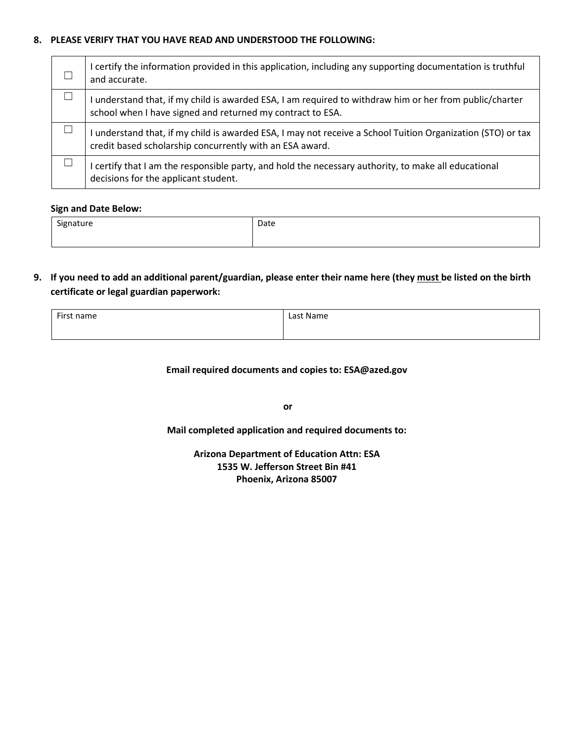**8. PLEASE VERIFY THAT YOU HAVE READ AND UNDERSTOOD THE FOLLOWING:**

| | |
|---|---|
| ☐ | I certify the information provided in this application, including any supporting documentation is truthful and accurate. |
| ☐ | I understand that, if my child is awarded ESA, I am required to withdraw him or her from public/charter school when I have signed and returned my contract to ESA. |
| ☐ | I understand that, if my child is awarded ESA, I may not receive a School Tuition Organization (STO) or tax credit based scholarship concurrently with an ESA award. |
| ☐ | I certify that I am the responsible party, and hold the necessary authority, to make all educational decisions for the applicant student. |

**Sign and Date Below:**

| Signature | Date |
|---|---|
| | |

**9. If you need to add an additional parent/guardian, please enter their name here (they must be listed on the birth certificate or legal guardian paperwork:**

| First name | Last Name |
|---|---|
| | |

**Email required documents and copies to: ESA@azed.gov**

**or**

**Mail completed application and required documents to:**

**Arizona Department of Education Attn: ESA**
**1535 W. Jefferson Street Bin #41**
**Phoenix, Arizona 85007**